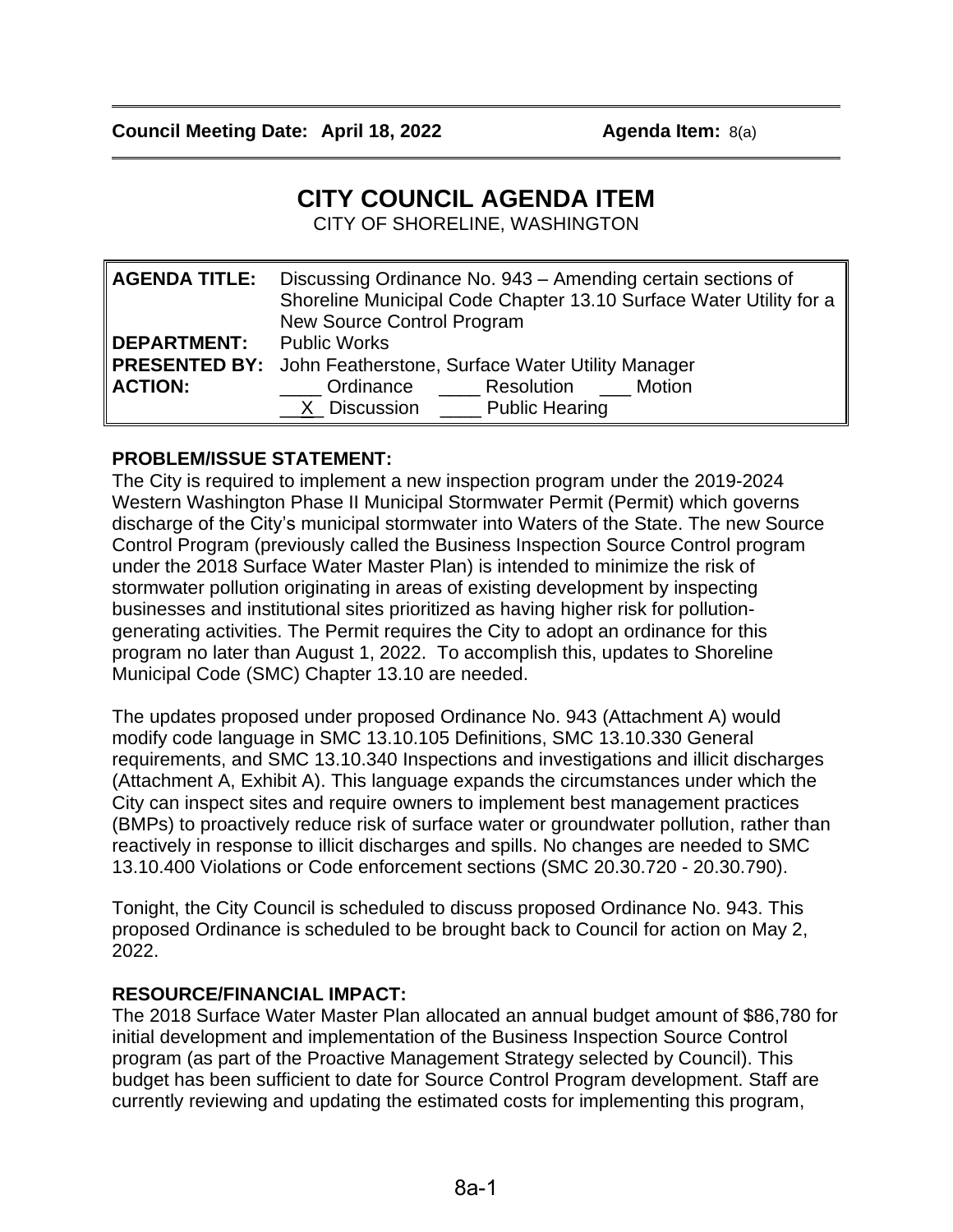**Council Meeting Date: April 18, 2022** **Agenda Item:** 8(a)

# CITY COUNCIL AGENDA ITEM

CITY OF SHORELINE, WASHINGTON

| | |
|---|---|
| **AGENDA TITLE:** | Discussing Ordinance No. 943 – Amending certain sections of Shoreline Municipal Code Chapter 13.10 Surface Water Utility for a New Source Control Program |
| **DEPARTMENT:** | Public Works |
| **PRESENTED BY:** | John Featherstone, Surface Water Utility Manager |
| **ACTION:** | ____ Ordinance ____ Resolution ___ Motion<br>__X_ Discussion ____ Public Hearing |

**PROBLEM/ISSUE STATEMENT:**

The City is required to implement a new inspection program under the 2019-2024 Western Washington Phase II Municipal Stormwater Permit (Permit) which governs discharge of the City's municipal stormwater into Waters of the State. The new Source Control Program (previously called the Business Inspection Source Control program under the 2018 Surface Water Master Plan) is intended to minimize the risk of stormwater pollution originating in areas of existing development by inspecting businesses and institutional sites prioritized as having higher risk for pollution-generating activities. The Permit requires the City to adopt an ordinance for this program no later than August 1, 2022. To accomplish this, updates to Shoreline Municipal Code (SMC) Chapter 13.10 are needed.

The updates proposed under proposed Ordinance No. 943 (Attachment A) would modify code language in SMC 13.10.105 Definitions, SMC 13.10.330 General requirements, and SMC 13.10.340 Inspections and investigations and illicit discharges (Attachment A, Exhibit A). This language expands the circumstances under which the City can inspect sites and require owners to implement best management practices (BMPs) to proactively reduce risk of surface water or groundwater pollution, rather than reactively in response to illicit discharges and spills. No changes are needed to SMC 13.10.400 Violations or Code enforcement sections (SMC 20.30.720 - 20.30.790).

Tonight, the City Council is scheduled to discuss proposed Ordinance No. 943. This proposed Ordinance is scheduled to be brought back to Council for action on May 2, 2022.

**RESOURCE/FINANCIAL IMPACT:**

The 2018 Surface Water Master Plan allocated an annual budget amount of $86,780 for initial development and implementation of the Business Inspection Source Control program (as part of the Proactive Management Strategy selected by Council). This budget has been sufficient to date for Source Control Program development. Staff are currently reviewing and updating the estimated costs for implementing this program,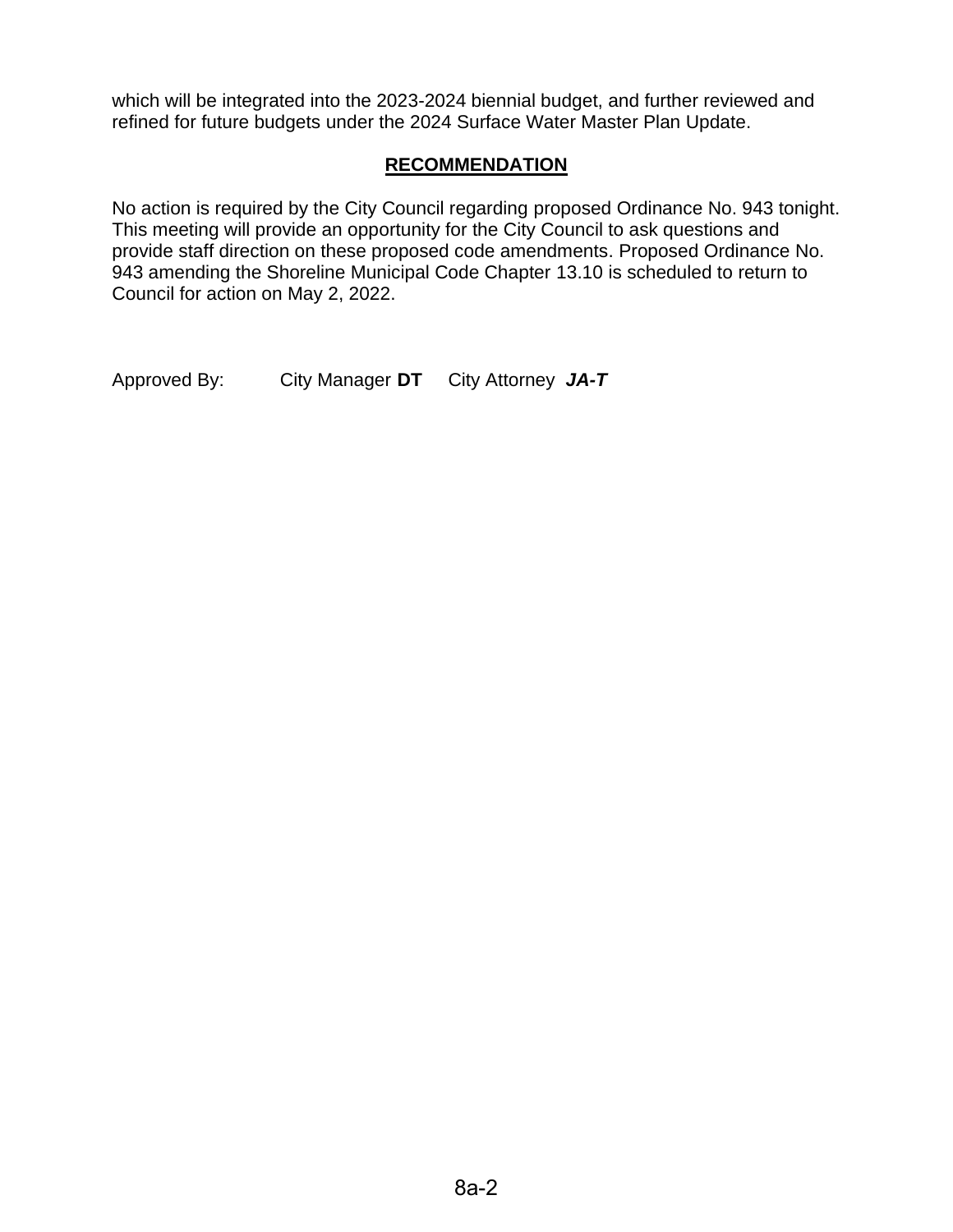which will be integrated into the 2023-2024 biennial budget, and further reviewed and refined for future budgets under the 2024 Surface Water Master Plan Update.

## RECOMMENDATION

No action is required by the City Council regarding proposed Ordinance No. 943 tonight. This meeting will provide an opportunity for the City Council to ask questions and provide staff direction on these proposed code amendments. Proposed Ordinance No. 943 amending the Shoreline Municipal Code Chapter 13.10 is scheduled to return to Council for action on May 2, 2022.

Approved By: City Manager **DT** City Attorney ***JA-T***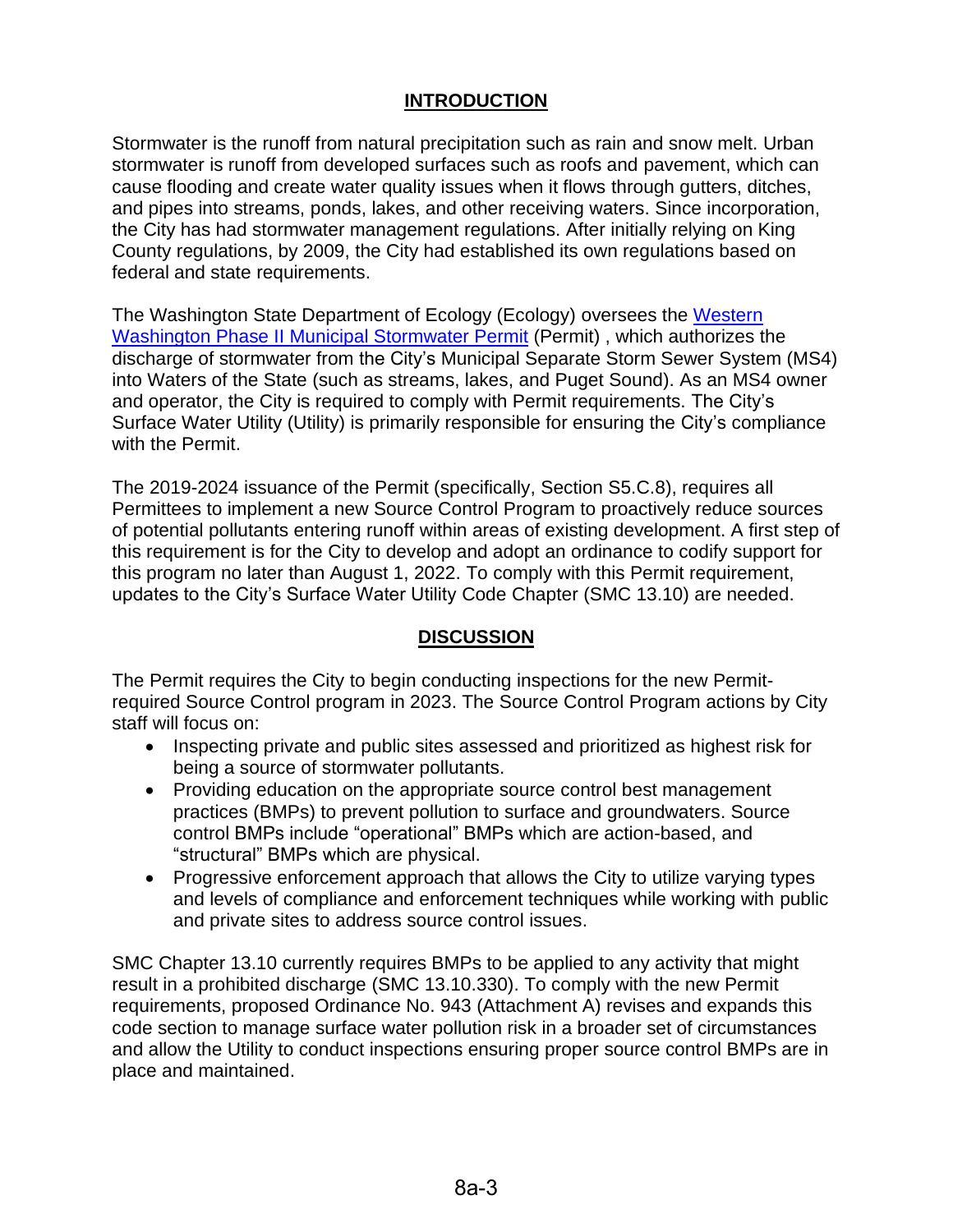## INTRODUCTION

Stormwater is the runoff from natural precipitation such as rain and snow melt. Urban stormwater is runoff from developed surfaces such as roofs and pavement, which can cause flooding and create water quality issues when it flows through gutters, ditches, and pipes into streams, ponds, lakes, and other receiving waters. Since incorporation, the City has had stormwater management regulations. After initially relying on King County regulations, by 2009, the City had established its own regulations based on federal and state requirements.

The Washington State Department of Ecology (Ecology) oversees the [Western Washington Phase II Municipal Stormwater Permit]() (Permit) , which authorizes the discharge of stormwater from the City's Municipal Separate Storm Sewer System (MS4) into Waters of the State (such as streams, lakes, and Puget Sound). As an MS4 owner and operator, the City is required to comply with Permit requirements. The City's Surface Water Utility (Utility) is primarily responsible for ensuring the City's compliance with the Permit.

The 2019-2024 issuance of the Permit (specifically, Section S5.C.8), requires all Permittees to implement a new Source Control Program to proactively reduce sources of potential pollutants entering runoff within areas of existing development. A first step of this requirement is for the City to develop and adopt an ordinance to codify support for this program no later than August 1, 2022. To comply with this Permit requirement, updates to the City's Surface Water Utility Code Chapter (SMC 13.10) are needed.

## DISCUSSION

The Permit requires the City to begin conducting inspections for the new Permit-required Source Control program in 2023. The Source Control Program actions by City staff will focus on:

- Inspecting private and public sites assessed and prioritized as highest risk for being a source of stormwater pollutants.
- Providing education on the appropriate source control best management practices (BMPs) to prevent pollution to surface and groundwaters. Source control BMPs include "operational" BMPs which are action-based, and "structural" BMPs which are physical.
- Progressive enforcement approach that allows the City to utilize varying types and levels of compliance and enforcement techniques while working with public and private sites to address source control issues.

SMC Chapter 13.10 currently requires BMPs to be applied to any activity that might result in a prohibited discharge (SMC 13.10.330). To comply with the new Permit requirements, proposed Ordinance No. 943 (Attachment A) revises and expands this code section to manage surface water pollution risk in a broader set of circumstances and allow the Utility to conduct inspections ensuring proper source control BMPs are in place and maintained.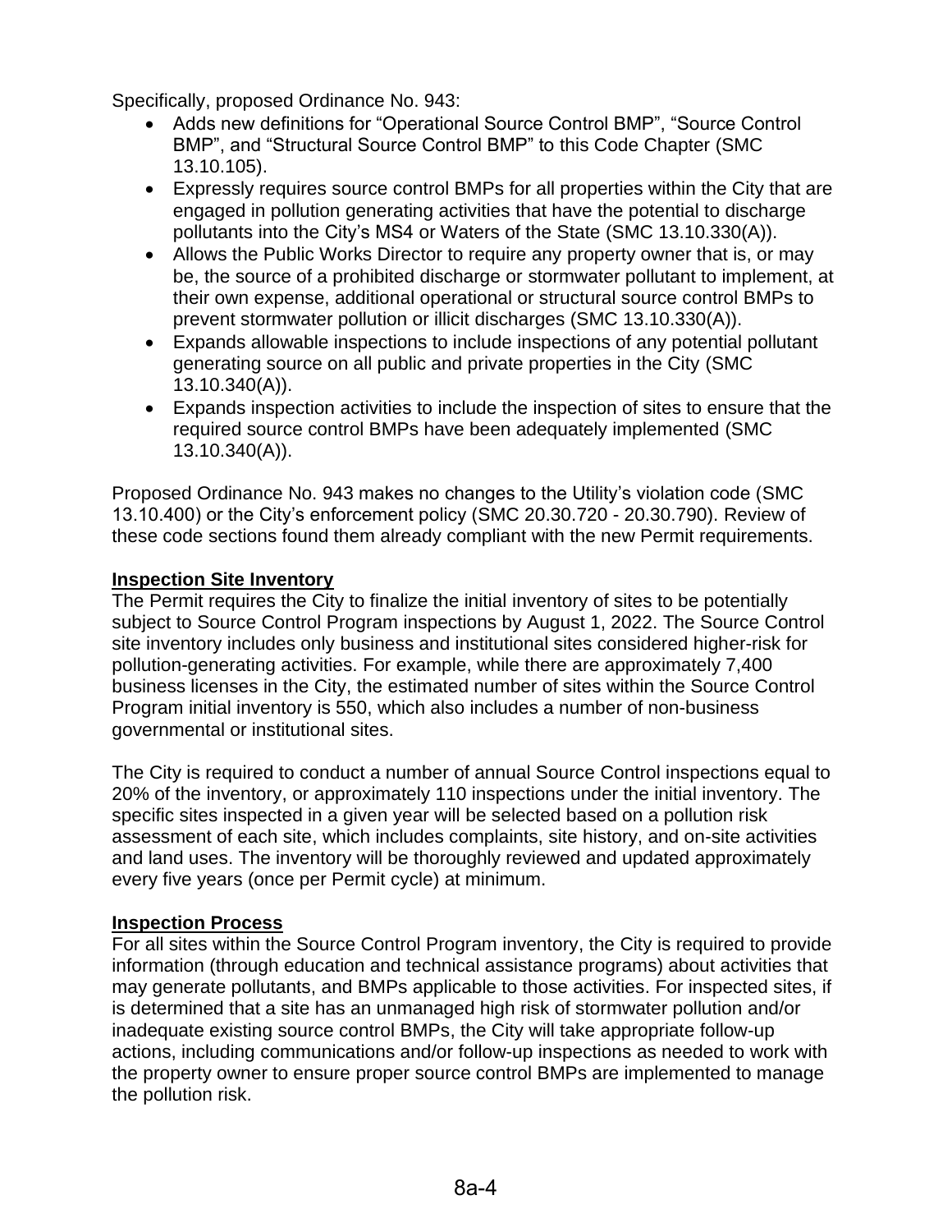Specifically, proposed Ordinance No. 943:

- Adds new definitions for "Operational Source Control BMP", "Source Control BMP", and "Structural Source Control BMP" to this Code Chapter (SMC 13.10.105).
- Expressly requires source control BMPs for all properties within the City that are engaged in pollution generating activities that have the potential to discharge pollutants into the City's MS4 or Waters of the State (SMC 13.10.330(A)).
- Allows the Public Works Director to require any property owner that is, or may be, the source of a prohibited discharge or stormwater pollutant to implement, at their own expense, additional operational or structural source control BMPs to prevent stormwater pollution or illicit discharges (SMC 13.10.330(A)).
- Expands allowable inspections to include inspections of any potential pollutant generating source on all public and private properties in the City (SMC 13.10.340(A)).
- Expands inspection activities to include the inspection of sites to ensure that the required source control BMPs have been adequately implemented (SMC 13.10.340(A)).

Proposed Ordinance No. 943 makes no changes to the Utility's violation code (SMC 13.10.400) or the City's enforcement policy (SMC 20.30.720 - 20.30.790). Review of these code sections found them already compliant with the new Permit requirements.

**Inspection Site Inventory**

The Permit requires the City to finalize the initial inventory of sites to be potentially subject to Source Control Program inspections by August 1, 2022. The Source Control site inventory includes only business and institutional sites considered higher-risk for pollution-generating activities. For example, while there are approximately 7,400 business licenses in the City, the estimated number of sites within the Source Control Program initial inventory is 550, which also includes a number of non-business governmental or institutional sites.

The City is required to conduct a number of annual Source Control inspections equal to 20% of the inventory, or approximately 110 inspections under the initial inventory. The specific sites inspected in a given year will be selected based on a pollution risk assessment of each site, which includes complaints, site history, and on-site activities and land uses. The inventory will be thoroughly reviewed and updated approximately every five years (once per Permit cycle) at minimum.

**Inspection Process**

For all sites within the Source Control Program inventory, the City is required to provide information (through education and technical assistance programs) about activities that may generate pollutants, and BMPs applicable to those activities. For inspected sites, if is determined that a site has an unmanaged high risk of stormwater pollution and/or inadequate existing source control BMPs, the City will take appropriate follow-up actions, including communications and/or follow-up inspections as needed to work with the property owner to ensure proper source control BMPs are implemented to manage the pollution risk.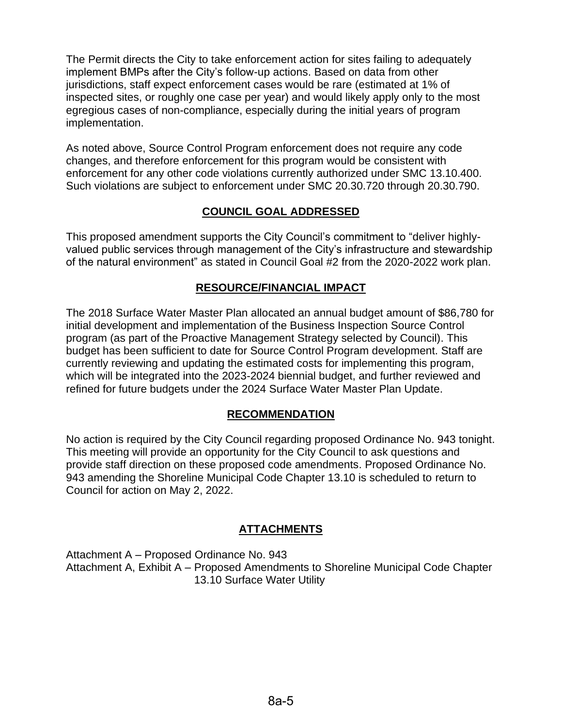The Permit directs the City to take enforcement action for sites failing to adequately implement BMPs after the City's follow-up actions. Based on data from other jurisdictions, staff expect enforcement cases would be rare (estimated at 1% of inspected sites, or roughly one case per year) and would likely apply only to the most egregious cases of non-compliance, especially during the initial years of program implementation.

As noted above, Source Control Program enforcement does not require any code changes, and therefore enforcement for this program would be consistent with enforcement for any other code violations currently authorized under SMC 13.10.400. Such violations are subject to enforcement under SMC 20.30.720 through 20.30.790.

## COUNCIL GOAL ADDRESSED

This proposed amendment supports the City Council's commitment to "deliver highly-valued public services through management of the City's infrastructure and stewardship of the natural environment" as stated in Council Goal #2 from the 2020-2022 work plan.

## RESOURCE/FINANCIAL IMPACT

The 2018 Surface Water Master Plan allocated an annual budget amount of $86,780 for initial development and implementation of the Business Inspection Source Control program (as part of the Proactive Management Strategy selected by Council). This budget has been sufficient to date for Source Control Program development. Staff are currently reviewing and updating the estimated costs for implementing this program, which will be integrated into the 2023-2024 biennial budget, and further reviewed and refined for future budgets under the 2024 Surface Water Master Plan Update.

## RECOMMENDATION

No action is required by the City Council regarding proposed Ordinance No. 943 tonight. This meeting will provide an opportunity for the City Council to ask questions and provide staff direction on these proposed code amendments. Proposed Ordinance No. 943 amending the Shoreline Municipal Code Chapter 13.10 is scheduled to return to Council for action on May 2, 2022.

## ATTACHMENTS

Attachment A – Proposed Ordinance No. 943
Attachment A, Exhibit A – Proposed Amendments to Shoreline Municipal Code Chapter 13.10 Surface Water Utility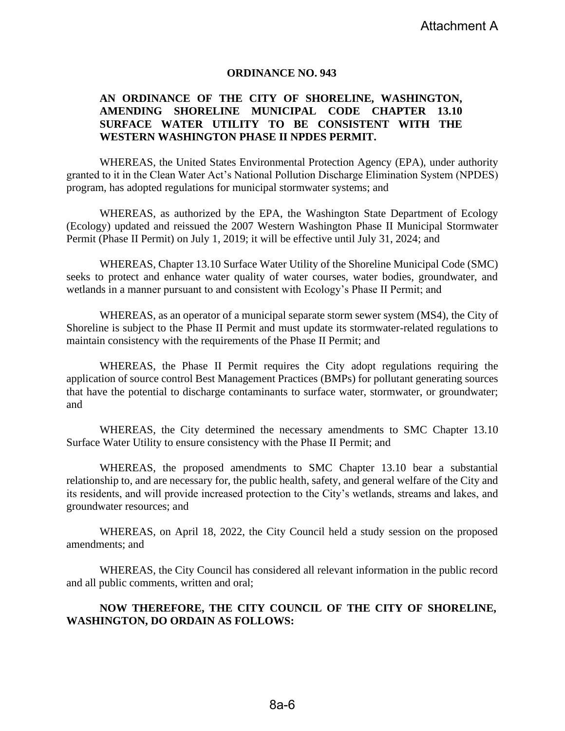Attachment A

**ORDINANCE NO. 943**

**AN ORDINANCE OF THE CITY OF SHORELINE, WASHINGTON, AMENDING SHORELINE MUNICIPAL CODE CHAPTER 13.10 SURFACE WATER UTILITY TO BE CONSISTENT WITH THE WESTERN WASHINGTON PHASE II NPDES PERMIT.**

WHEREAS, the United States Environmental Protection Agency (EPA), under authority granted to it in the Clean Water Act's National Pollution Discharge Elimination System (NPDES) program, has adopted regulations for municipal stormwater systems; and

WHEREAS, as authorized by the EPA, the Washington State Department of Ecology (Ecology) updated and reissued the 2007 Western Washington Phase II Municipal Stormwater Permit (Phase II Permit) on July 1, 2019; it will be effective until July 31, 2024; and

WHEREAS, Chapter 13.10 Surface Water Utility of the Shoreline Municipal Code (SMC) seeks to protect and enhance water quality of water courses, water bodies, groundwater, and wetlands in a manner pursuant to and consistent with Ecology's Phase II Permit; and

WHEREAS, as an operator of a municipal separate storm sewer system (MS4), the City of Shoreline is subject to the Phase II Permit and must update its stormwater-related regulations to maintain consistency with the requirements of the Phase II Permit; and

WHEREAS, the Phase II Permit requires the City adopt regulations requiring the application of source control Best Management Practices (BMPs) for pollutant generating sources that have the potential to discharge contaminants to surface water, stormwater, or groundwater; and

WHEREAS, the City determined the necessary amendments to SMC Chapter 13.10 Surface Water Utility to ensure consistency with the Phase II Permit; and

WHEREAS, the proposed amendments to SMC Chapter 13.10 bear a substantial relationship to, and are necessary for, the public health, safety, and general welfare of the City and its residents, and will provide increased protection to the City's wetlands, streams and lakes, and groundwater resources; and

WHEREAS, on April 18, 2022, the City Council held a study session on the proposed amendments; and

WHEREAS, the City Council has considered all relevant information in the public record and all public comments, written and oral;

**NOW THEREFORE, THE CITY COUNCIL OF THE CITY OF SHORELINE, WASHINGTON, DO ORDAIN AS FOLLOWS:**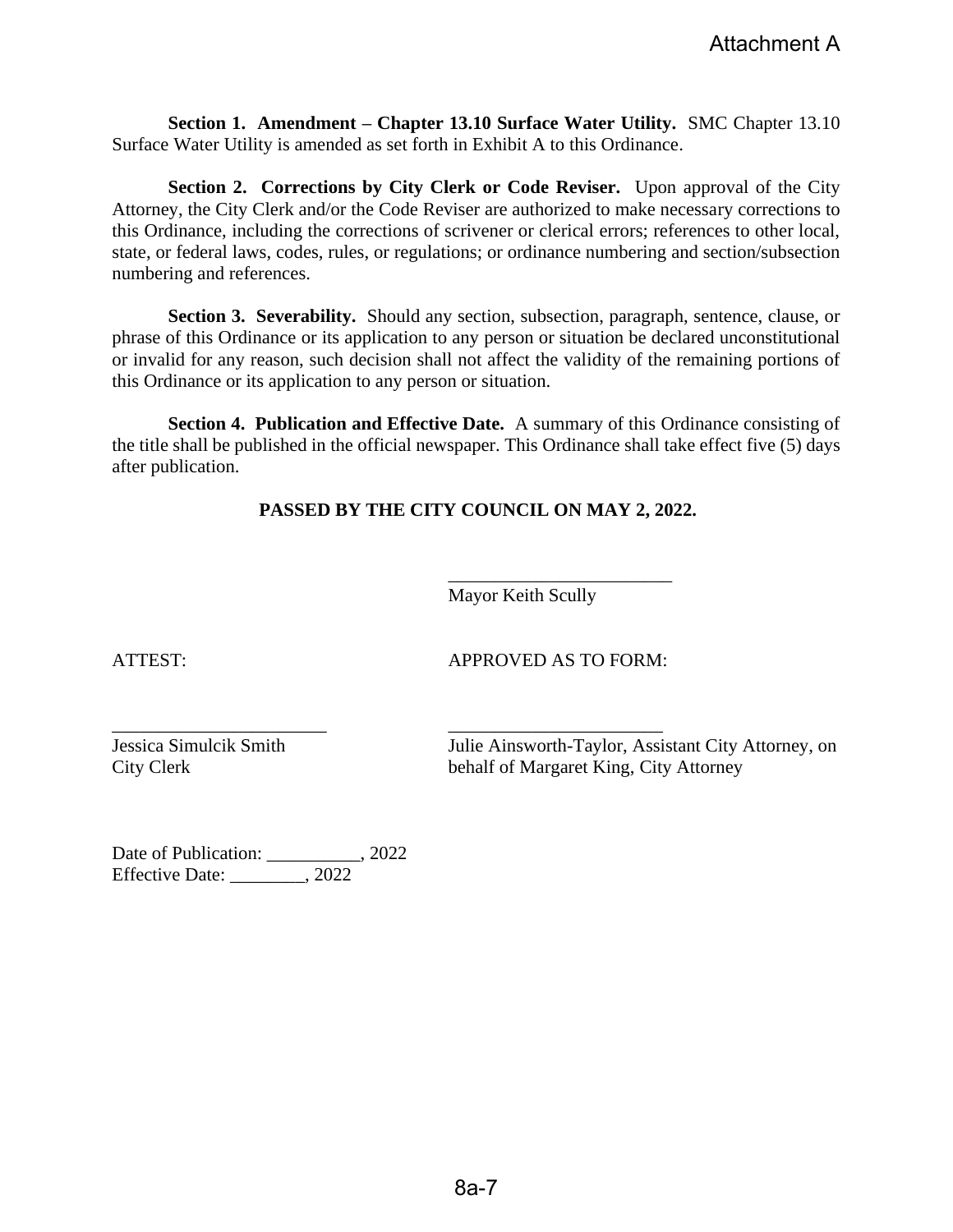Attachment A

**Section 1. Amendment – Chapter 13.10 Surface Water Utility.** SMC Chapter 13.10 Surface Water Utility is amended as set forth in Exhibit A to this Ordinance.

**Section 2. Corrections by City Clerk or Code Reviser.** Upon approval of the City Attorney, the City Clerk and/or the Code Reviser are authorized to make necessary corrections to this Ordinance, including the corrections of scrivener or clerical errors; references to other local, state, or federal laws, codes, rules, or regulations; or ordinance numbering and section/subsection numbering and references.

**Section 3. Severability.** Should any section, subsection, paragraph, sentence, clause, or phrase of this Ordinance or its application to any person or situation be declared unconstitutional or invalid for any reason, such decision shall not affect the validity of the remaining portions of this Ordinance or its application to any person or situation.

**Section 4. Publication and Effective Date.** A summary of this Ordinance consisting of the title shall be published in the official newspaper. This Ordinance shall take effect five (5) days after publication.

**PASSED BY THE CITY COUNCIL ON MAY 2, 2022.**

\_\_\_\_\_\_\_\_\_\_\_\_\_\_\_\_\_\_\_\_\_\_\_\_
Mayor Keith Scully

ATTEST:

\_\_\_\_\_\_\_\_\_\_\_\_\_\_\_\_\_\_\_\_\_\_\_
Jessica Simulcik Smith
City Clerk

APPROVED AS TO FORM:

\_\_\_\_\_\_\_\_\_\_\_\_\_\_\_\_\_\_\_\_\_\_\_
Julie Ainsworth-Taylor, Assistant City Attorney, on behalf of Margaret King, City Attorney

Date of Publication: \_\_\_\_\_\_\_\_\_\_, 2022
Effective Date: \_\_\_\_\_\_\_\_, 2022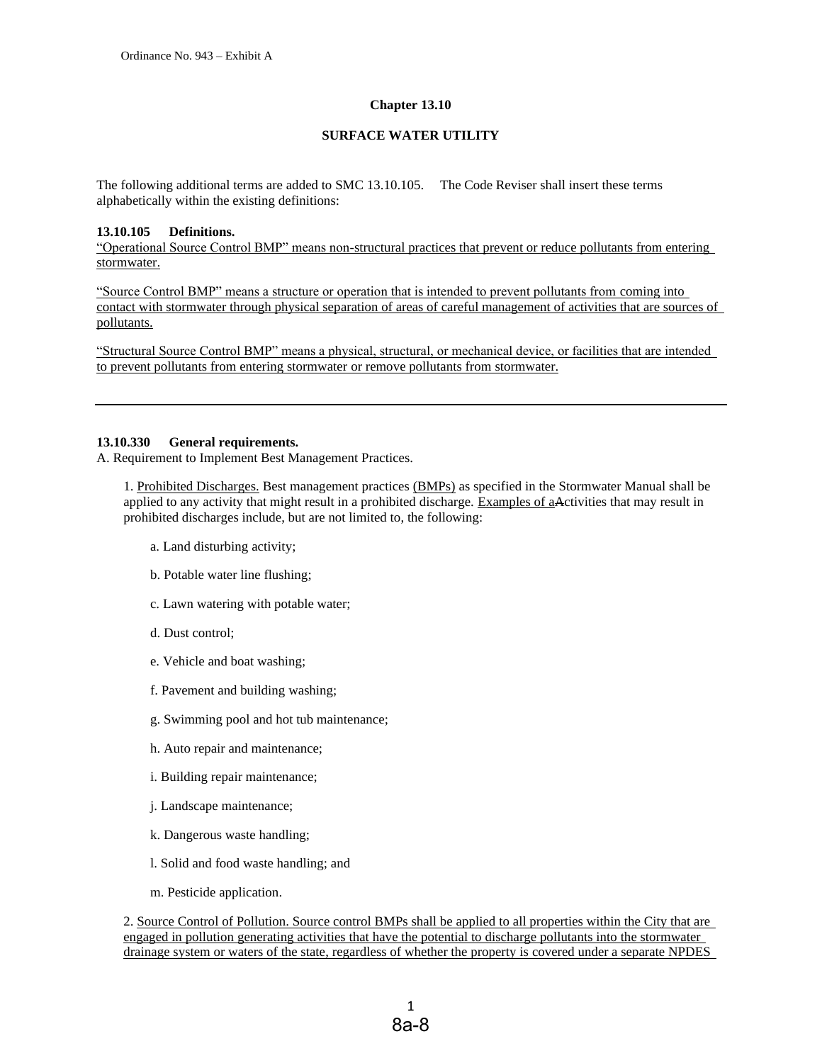Ordinance No. 943 – Exhibit A

**Chapter 13.10**

**SURFACE WATER UTILITY**

The following additional terms are added to SMC 13.10.105. The Code Reviser shall insert these terms alphabetically within the existing definitions:

**13.10.105 Definitions.**

"Operational Source Control BMP" means non-structural practices that prevent or reduce pollutants from entering stormwater.

"Source Control BMP" means a structure or operation that is intended to prevent pollutants from coming into contact with stormwater through physical separation of areas of careful management of activities that are sources of pollutants.

"Structural Source Control BMP" means a physical, structural, or mechanical device, or facilities that are intended to prevent pollutants from entering stormwater or remove pollutants from stormwater.

---

**13.10.330 General requirements.**

A. Requirement to Implement Best Management Practices.

1. Prohibited Discharges. Best management practices (BMPs) as specified in the Stormwater Manual shall be applied to any activity that might result in a prohibited discharge. Examples of aActivities that may result in prohibited discharges include, but are not limited to, the following:

a. Land disturbing activity;

b. Potable water line flushing;

c. Lawn watering with potable water;

d. Dust control;

e. Vehicle and boat washing;

f. Pavement and building washing;

g. Swimming pool and hot tub maintenance;

h. Auto repair and maintenance;

i. Building repair maintenance;

j. Landscape maintenance;

k. Dangerous waste handling;

l. Solid and food waste handling; and

m. Pesticide application.

2. Source Control of Pollution. Source control BMPs shall be applied to all properties within the City that are engaged in pollution generating activities that have the potential to discharge pollutants into the stormwater drainage system or waters of the state, regardless of whether the property is covered under a separate NPDES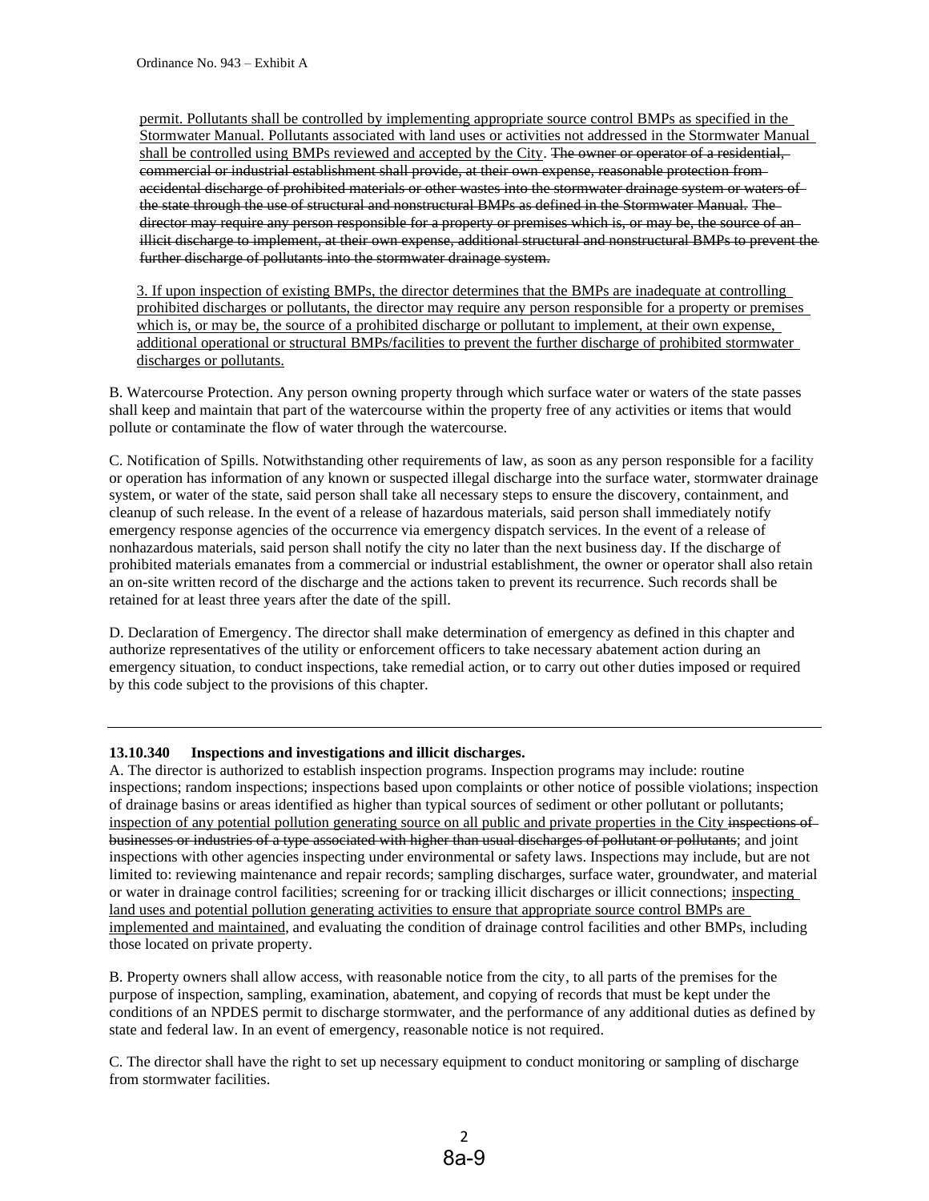<u>permit. Pollutants shall be controlled by implementing appropriate source control BMPs as specified in the Stormwater Manual. Pollutants associated with land uses or activities not addressed in the Stormwater Manual shall be controlled using BMPs reviewed and accepted by the City</u>. ~~The owner or operator of a residential, commercial or industrial establishment shall provide, at their own expense, reasonable protection from accidental discharge of prohibited materials or other wastes into the stormwater drainage system or waters of the state through the use of structural and nonstructural BMPs as defined in the Stormwater Manual. The director may require any person responsible for a property or premises which is, or may be, the source of an illicit discharge to implement, at their own expense, additional structural and nonstructural BMPs to prevent the further discharge of pollutants into the stormwater drainage system.~~

<u>3. If upon inspection of existing BMPs, the director determines that the BMPs are inadequate at controlling prohibited discharges or pollutants, the director may require any person responsible for a property or premises which is, or may be, the source of a prohibited discharge or pollutant to implement, at their own expense, additional operational or structural BMPs/facilities to prevent the further discharge of prohibited stormwater discharges or pollutants.</u>

B. Watercourse Protection. Any person owning property through which surface water or waters of the state passes shall keep and maintain that part of the watercourse within the property free of any activities or items that would pollute or contaminate the flow of water through the watercourse.

C. Notification of Spills. Notwithstanding other requirements of law, as soon as any person responsible for a facility or operation has information of any known or suspected illegal discharge into the surface water, stormwater drainage system, or water of the state, said person shall take all necessary steps to ensure the discovery, containment, and cleanup of such release. In the event of a release of hazardous materials, said person shall immediately notify emergency response agencies of the occurrence via emergency dispatch services. In the event of a release of nonhazardous materials, said person shall notify the city no later than the next business day. If the discharge of prohibited materials emanates from a commercial or industrial establishment, the owner or operator shall also retain an on-site written record of the discharge and the actions taken to prevent its recurrence. Such records shall be retained for at least three years after the date of the spill.

D. Declaration of Emergency. The director shall make determination of emergency as defined in this chapter and authorize representatives of the utility or enforcement officers to take necessary abatement action during an emergency situation, to conduct inspections, take remedial action, or to carry out other duties imposed or required by this code subject to the provisions of this chapter.

---

**13.10.340 Inspections and investigations and illicit discharges.**

A. The director is authorized to establish inspection programs. Inspection programs may include: routine inspections; random inspections; inspections based upon complaints or other notice of possible violations; inspection of drainage basins or areas identified as higher than typical sources of sediment or other pollutant or pollutants; <u>inspection of any potential pollution generating source on all public and private properties in the City</u> ~~inspections of businesses or industries of a type associated with higher than usual discharges of pollutant or pollutants~~; and joint inspections with other agencies inspecting under environmental or safety laws. Inspections may include, but are not limited to: reviewing maintenance and repair records; sampling discharges, surface water, groundwater, and material or water in drainage control facilities; screening for or tracking illicit discharges or illicit connections; <u>inspecting land uses and potential pollution generating activities to ensure that appropriate source control BMPs are implemented and maintained</u>, and evaluating the condition of drainage control facilities and other BMPs, including those located on private property.

B. Property owners shall allow access, with reasonable notice from the city, to all parts of the premises for the purpose of inspection, sampling, examination, abatement, and copying of records that must be kept under the conditions of an NPDES permit to discharge stormwater, and the performance of any additional duties as defined by state and federal law. In an event of emergency, reasonable notice is not required.

C. The director shall have the right to set up necessary equipment to conduct monitoring or sampling of discharge from stormwater facilities.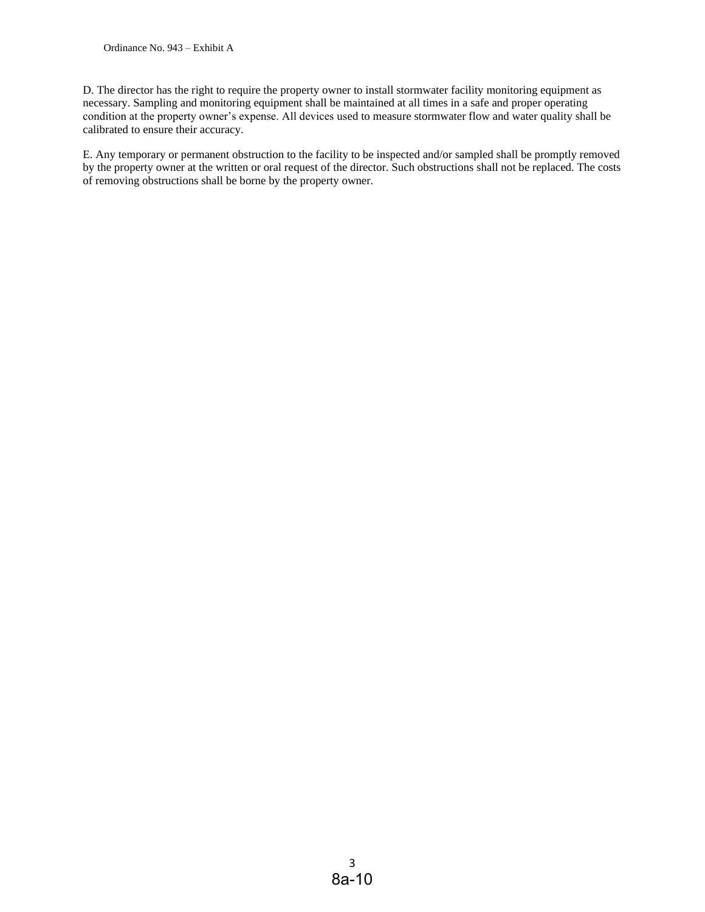D. The director has the right to require the property owner to install stormwater facility monitoring equipment as necessary. Sampling and monitoring equipment shall be maintained at all times in a safe and proper operating condition at the property owner's expense. All devices used to measure stormwater flow and water quality shall be calibrated to ensure their accuracy.

E. Any temporary or permanent obstruction to the facility to be inspected and/or sampled shall be promptly removed by the property owner at the written or oral request of the director. Such obstructions shall not be replaced. The costs of removing obstructions shall be borne by the property owner.